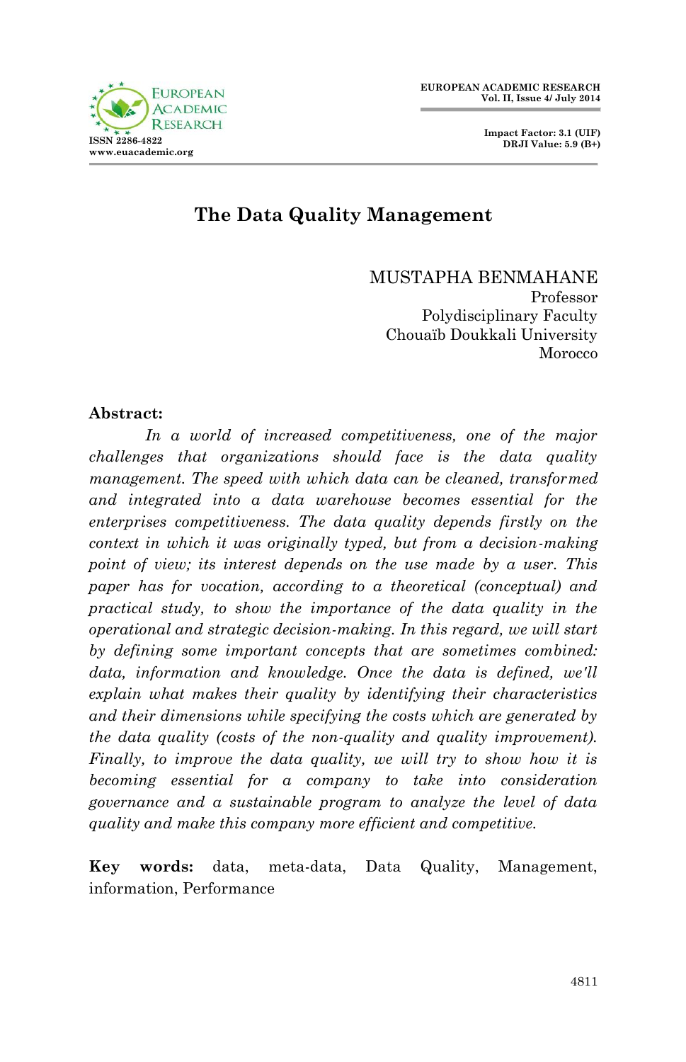# The Data Quality Management

MUSTAPHA BENMAHANE  
Professor  
Polydisciplinary Faculty  
Chouaïb Doukkali University  
Morocco

**Abstract:**

*In a world of increased competitiveness, one of the major challenges that organizations should face is the data quality management. The speed with which data can be cleaned, transformed and integrated into a data warehouse becomes essential for the enterprises competitiveness. The data quality depends firstly on the context in which it was originally typed, but from a decision-making point of view; its interest depends on the use made by a user. This paper has for vocation, according to a theoretical (conceptual) and practical study, to show the importance of the data quality in the operational and strategic decision-making. In this regard, we will start by defining some important concepts that are sometimes combined: data, information and knowledge. Once the data is defined, we'll explain what makes their quality by identifying their characteristics and their dimensions while specifying the costs which are generated by the data quality (costs of the non-quality and quality improvement). Finally, to improve the data quality, we will try to show how it is becoming essential for a company to take into consideration governance and a sustainable program to analyze the level of data quality and make this company more efficient and competitive.*

**Key words:** data, meta-data, Data Quality, Management, information, Performance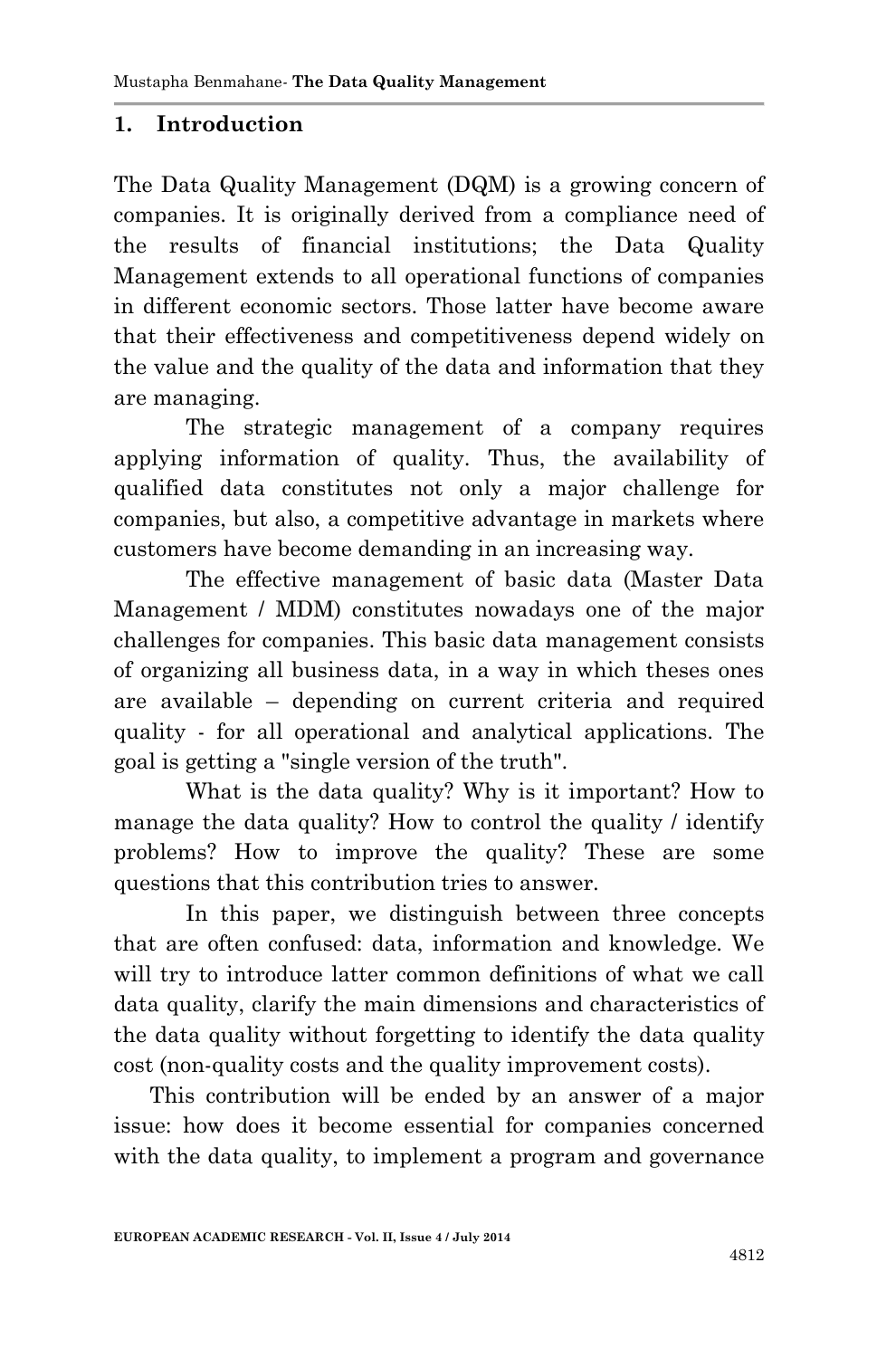## 1. Introduction

The Data Quality Management (DQM) is a growing concern of companies. It is originally derived from a compliance need of the results of financial institutions; the Data Quality Management extends to all operational functions of companies in different economic sectors. Those latter have become aware that their effectiveness and competitiveness depend widely on the value and the quality of the data and information that they are managing.

The strategic management of a company requires applying information of quality. Thus, the availability of qualified data constitutes not only a major challenge for companies, but also, a competitive advantage in markets where customers have become demanding in an increasing way.

The effective management of basic data (Master Data Management / MDM) constitutes nowadays one of the major challenges for companies. This basic data management consists of organizing all business data, in a way in which theses ones are available – depending on current criteria and required quality - for all operational and analytical applications. The goal is getting a "single version of the truth".

What is the data quality? Why is it important? How to manage the data quality? How to control the quality / identify problems? How to improve the quality? These are some questions that this contribution tries to answer.

In this paper, we distinguish between three concepts that are often confused: data, information and knowledge. We will try to introduce latter common definitions of what we call data quality, clarify the main dimensions and characteristics of the data quality without forgetting to identify the data quality cost (non-quality costs and the quality improvement costs).

This contribution will be ended by an answer of a major issue: how does it become essential for companies concerned with the data quality, to implement a program and governance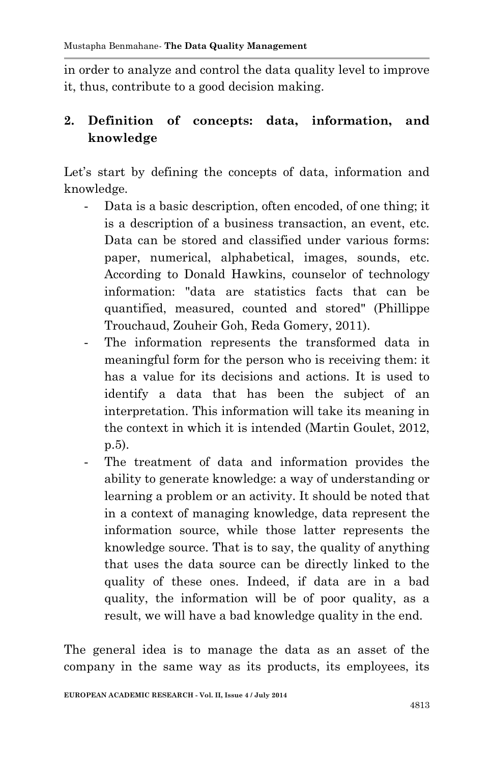in order to analyze and control the data quality level to improve it, thus, contribute to a good decision making.

## 2. Definition of concepts: data, information, and knowledge

Let's start by defining the concepts of data, information and knowledge.

- Data is a basic description, often encoded, of one thing; it is a description of a business transaction, an event, etc. Data can be stored and classified under various forms: paper, numerical, alphabetical, images, sounds, etc. According to Donald Hawkins, counselor of technology information: "data are statistics facts that can be quantified, measured, counted and stored" (Phillippe Trouchaud, Zouheir Goh, Reda Gomery, 2011).
- The information represents the transformed data in meaningful form for the person who is receiving them: it has a value for its decisions and actions. It is used to identify a data that has been the subject of an interpretation. This information will take its meaning in the context in which it is intended (Martin Goulet, 2012, p.5).
- The treatment of data and information provides the ability to generate knowledge: a way of understanding or learning a problem or an activity. It should be noted that in a context of managing knowledge, data represent the information source, while those latter represents the knowledge source. That is to say, the quality of anything that uses the data source can be directly linked to the quality of these ones. Indeed, if data are in a bad quality, the information will be of poor quality, as a result, we will have a bad knowledge quality in the end.

The general idea is to manage the data as an asset of the company in the same way as its products, its employees, its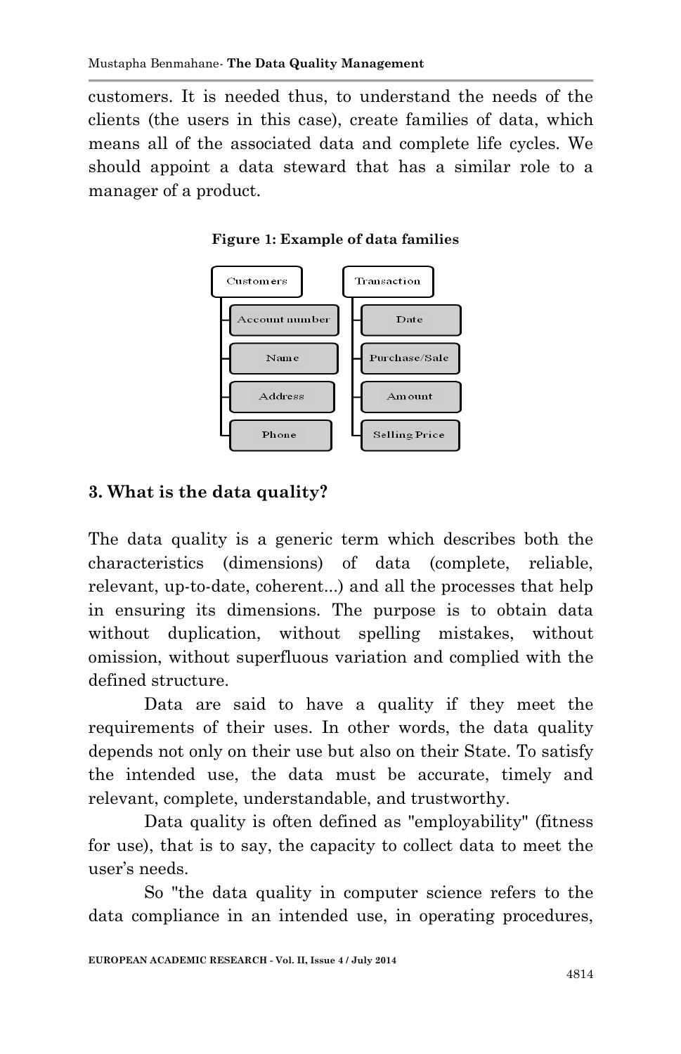customers. It is needed thus, to understand the needs of the clients (the users in this case), create families of data, which means all of the associated data and complete life cycles. We should appoint a data steward that has a similar role to a manager of a product.

**Figure 1: Example of data families**

- Customers
  - Account number
  - Name
  - Address
  - Phone
- Transaction
  - Date
  - Purchase/Sale
  - Amount
  - Selling Price

## 3. What is the data quality?

The data quality is a generic term which describes both the characteristics (dimensions) of data (complete, reliable, relevant, up-to-date, coherent...) and all the processes that help in ensuring its dimensions. The purpose is to obtain data without duplication, without spelling mistakes, without omission, without superfluous variation and complied with the defined structure.

Data are said to have a quality if they meet the requirements of their uses. In other words, the data quality depends not only on their use but also on their State. To satisfy the intended use, the data must be accurate, timely and relevant, complete, understandable, and trustworthy.

Data quality is often defined as "employability" (fitness for use), that is to say, the capacity to collect data to meet the user's needs.

So "the data quality in computer science refers to the data compliance in an intended use, in operating procedures,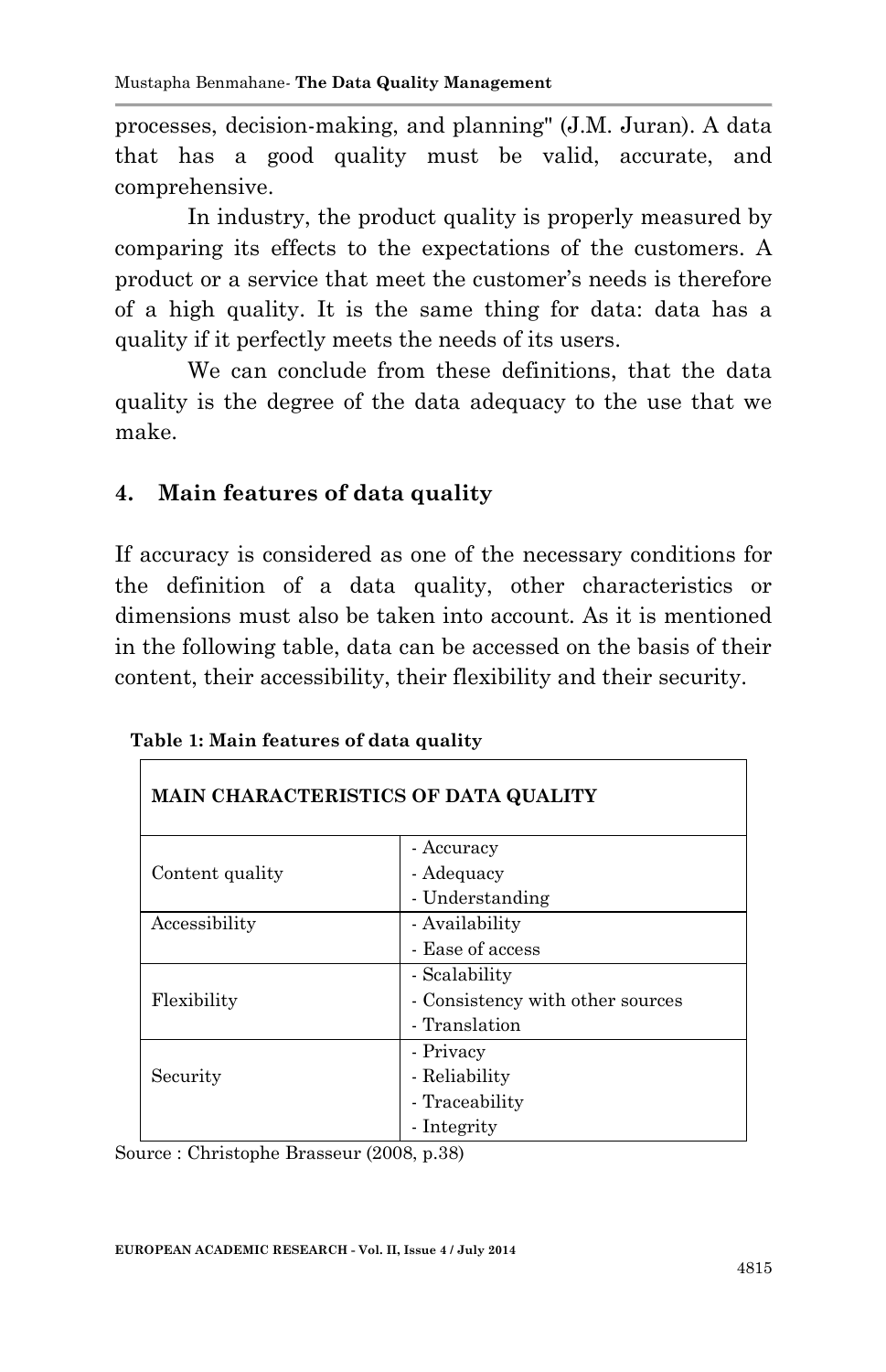processes, decision-making, and planning" (J.M. Juran). A data that has a good quality must be valid, accurate, and comprehensive.

In industry, the product quality is properly measured by comparing its effects to the expectations of the customers. A product or a service that meet the customer's needs is therefore of a high quality. It is the same thing for data: data has a quality if it perfectly meets the needs of its users.

We can conclude from these definitions, that the data quality is the degree of the data adequacy to the use that we make.

## 4. Main features of data quality

If accuracy is considered as one of the necessary conditions for the definition of a data quality, other characteristics or dimensions must also be taken into account. As it is mentioned in the following table, data can be accessed on the basis of their content, their accessibility, their flexibility and their security.

**Table 1: Main features of data quality**

| MAIN CHARACTERISTICS OF DATA QUALITY | |
|---|---|
| Content quality | - Accuracy<br>- Adequacy<br>- Understanding |
| Accessibility | - Availability<br>- Ease of access |
| Flexibility | - Scalability<br>- Consistency with other sources<br>- Translation |
| Security | - Privacy<br>- Reliability<br>- Traceability<br>- Integrity |

Source : Christophe Brasseur (2008, p.38)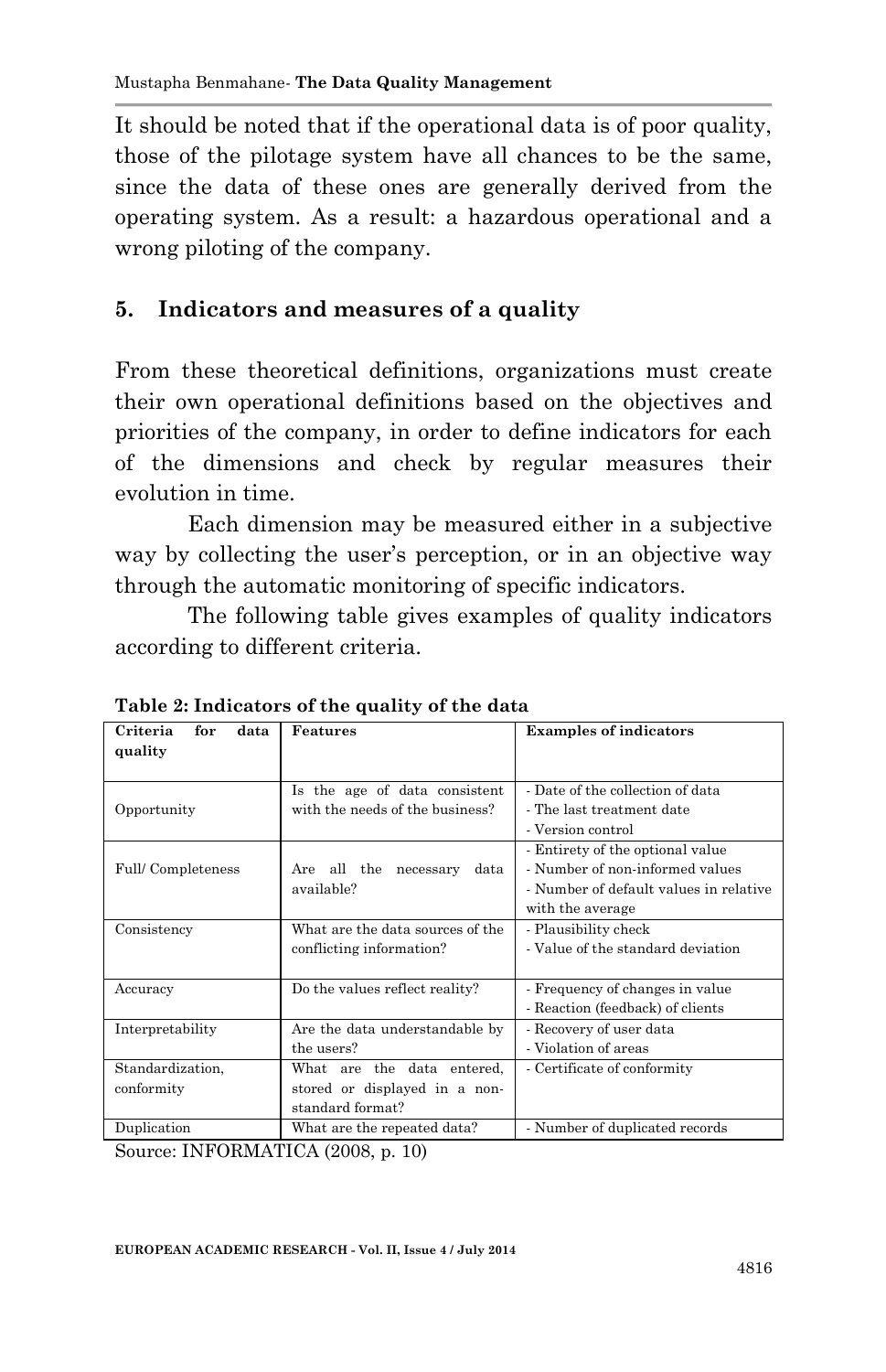It should be noted that if the operational data is of poor quality, those of the pilotage system have all chances to be the same, since the data of these ones are generally derived from the operating system. As a result: a hazardous operational and a wrong piloting of the company.

## 5. Indicators and measures of a quality

From these theoretical definitions, organizations must create their own operational definitions based on the objectives and priorities of the company, in order to define indicators for each of the dimensions and check by regular measures their evolution in time.

Each dimension may be measured either in a subjective way by collecting the user's perception, or in an objective way through the automatic monitoring of specific indicators.

The following table gives examples of quality indicators according to different criteria.

**Table 2: Indicators of the quality of the data**

| Criteria for data quality | Features | Examples of indicators |
|---|---|---|
| Opportunity | Is the age of data consistent with the needs of the business? | - Date of the collection of data<br>- The last treatment date<br>- Version control |
| Full/ Completeness | Are all the necessary data available? | - Entirety of the optional value<br>- Number of non-informed values<br>- Number of default values in relative with the average |
| Consistency | What are the data sources of the conflicting information? | - Plausibility check<br>- Value of the standard deviation |
| Accuracy | Do the values reflect reality? | - Frequency of changes in value<br>- Reaction (feedback) of clients |
| Interpretability | Are the data understandable by the users? | - Recovery of user data<br>- Violation of areas |
| Standardization, conformity | What are the data entered, stored or displayed in a non-standard format? | - Certificate of conformity |
| Duplication | What are the repeated data? | - Number of duplicated records |

Source: INFORMATICA (2008, p. 10)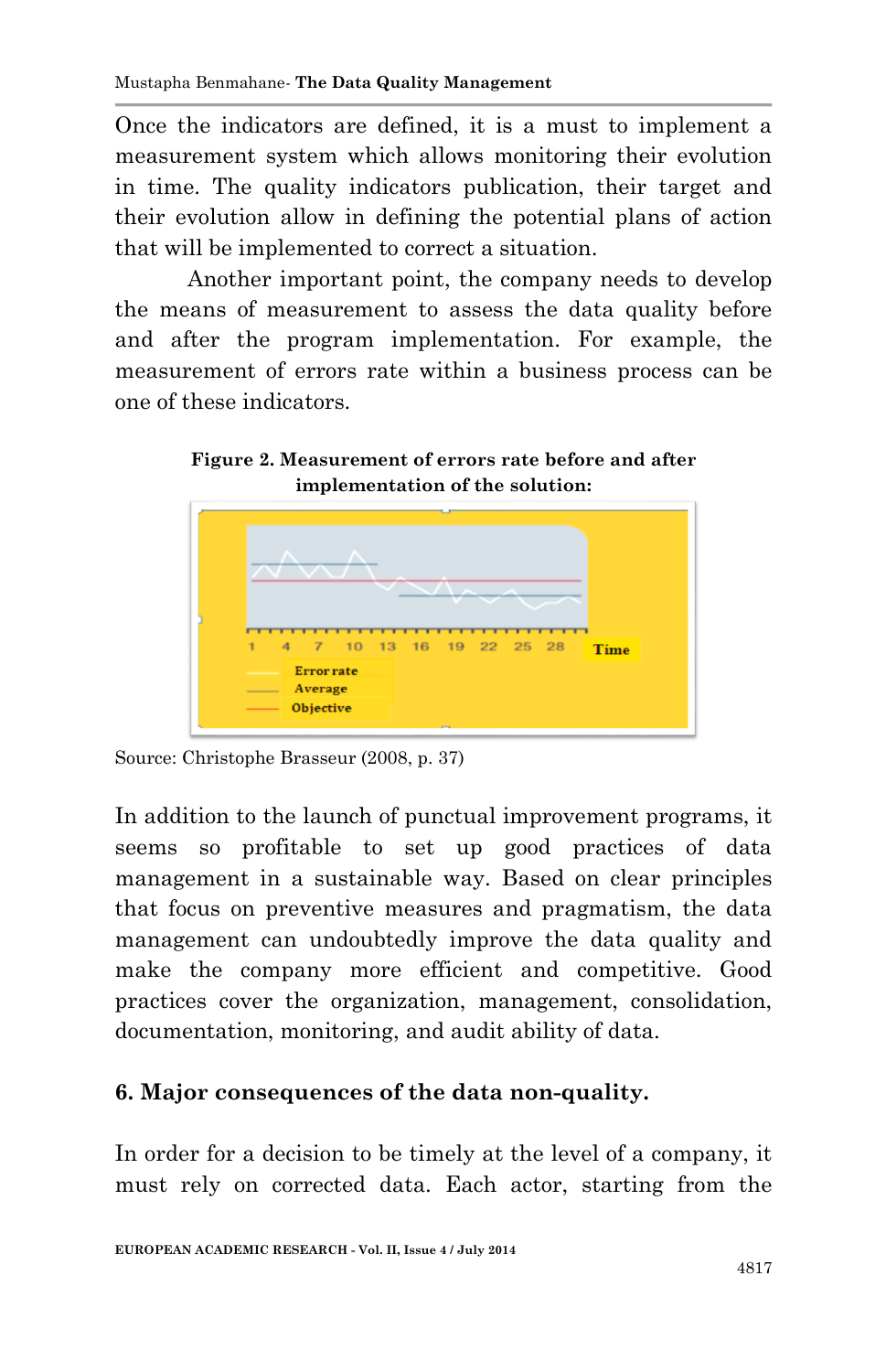Once the indicators are defined, it is a must to implement a measurement system which allows monitoring their evolution in time. The quality indicators publication, their target and their evolution allow in defining the potential plans of action that will be implemented to correct a situation.

Another important point, the company needs to develop the means of measurement to assess the data quality before and after the program implementation. For example, the measurement of errors rate within a business process can be one of these indicators.

**Figure 2. Measurement of errors rate before and after implementation of the solution:**

Source: Christophe Brasseur (2008, p. 37)

In addition to the launch of punctual improvement programs, it seems so profitable to set up good practices of data management in a sustainable way. Based on clear principles that focus on preventive measures and pragmatism, the data management can undoubtedly improve the data quality and make the company more efficient and competitive. Good practices cover the organization, management, consolidation, documentation, monitoring, and audit ability of data.

## 6. Major consequences of the data non-quality.

In order for a decision to be timely at the level of a company, it must rely on corrected data. Each actor, starting from the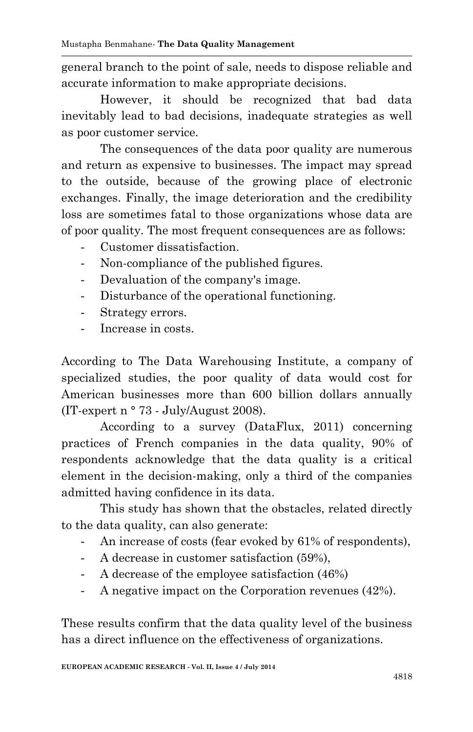general branch to the point of sale, needs to dispose reliable and accurate information to make appropriate decisions.

However, it should be recognized that bad data inevitably lead to bad decisions, inadequate strategies as well as poor customer service.

The consequences of the data poor quality are numerous and return as expensive to businesses. The impact may spread to the outside, because of the growing place of electronic exchanges. Finally, the image deterioration and the credibility loss are sometimes fatal to those organizations whose data are of poor quality. The most frequent consequences are as follows:

- Customer dissatisfaction.
- Non-compliance of the published figures.
- Devaluation of the company's image.
- Disturbance of the operational functioning.
- Strategy errors.
- Increase in costs.

According to The Data Warehousing Institute, a company of specialized studies, the poor quality of data would cost for American businesses more than 600 billion dollars annually (IT-expert n ° 73 - July/August 2008).

According to a survey (DataFlux, 2011) concerning practices of French companies in the data quality, 90% of respondents acknowledge that the data quality is a critical element in the decision-making, only a third of the companies admitted having confidence in its data.

This study has shown that the obstacles, related directly to the data quality, can also generate:

- An increase of costs (fear evoked by 61% of respondents),
- A decrease in customer satisfaction (59%),
- A decrease of the employee satisfaction (46%)
- A negative impact on the Corporation revenues (42%).

These results confirm that the data quality level of the business has a direct influence on the effectiveness of organizations.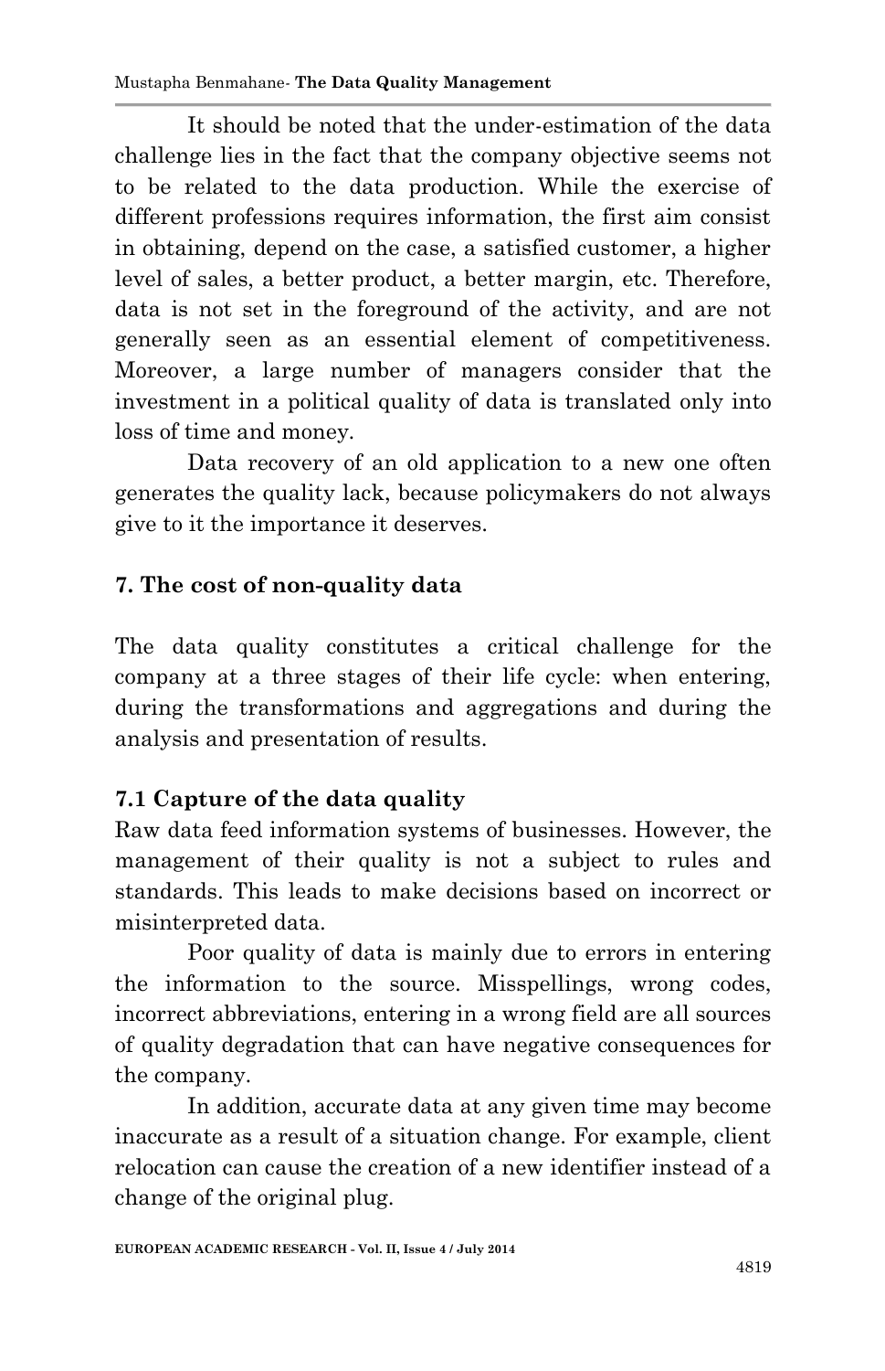It should be noted that the under-estimation of the data challenge lies in the fact that the company objective seems not to be related to the data production. While the exercise of different professions requires information, the first aim consist in obtaining, depend on the case, a satisfied customer, a higher level of sales, a better product, a better margin, etc. Therefore, data is not set in the foreground of the activity, and are not generally seen as an essential element of competitiveness. Moreover, a large number of managers consider that the investment in a political quality of data is translated only into loss of time and money.

Data recovery of an old application to a new one often generates the quality lack, because policymakers do not always give to it the importance it deserves.

## 7. The cost of non-quality data

The data quality constitutes a critical challenge for the company at a three stages of their life cycle: when entering, during the transformations and aggregations and during the analysis and presentation of results.

### 7.1 Capture of the data quality

Raw data feed information systems of businesses. However, the management of their quality is not a subject to rules and standards. This leads to make decisions based on incorrect or misinterpreted data.

Poor quality of data is mainly due to errors in entering the information to the source. Misspellings, wrong codes, incorrect abbreviations, entering in a wrong field are all sources of quality degradation that can have negative consequences for the company.

In addition, accurate data at any given time may become inaccurate as a result of a situation change. For example, client relocation can cause the creation of a new identifier instead of a change of the original plug.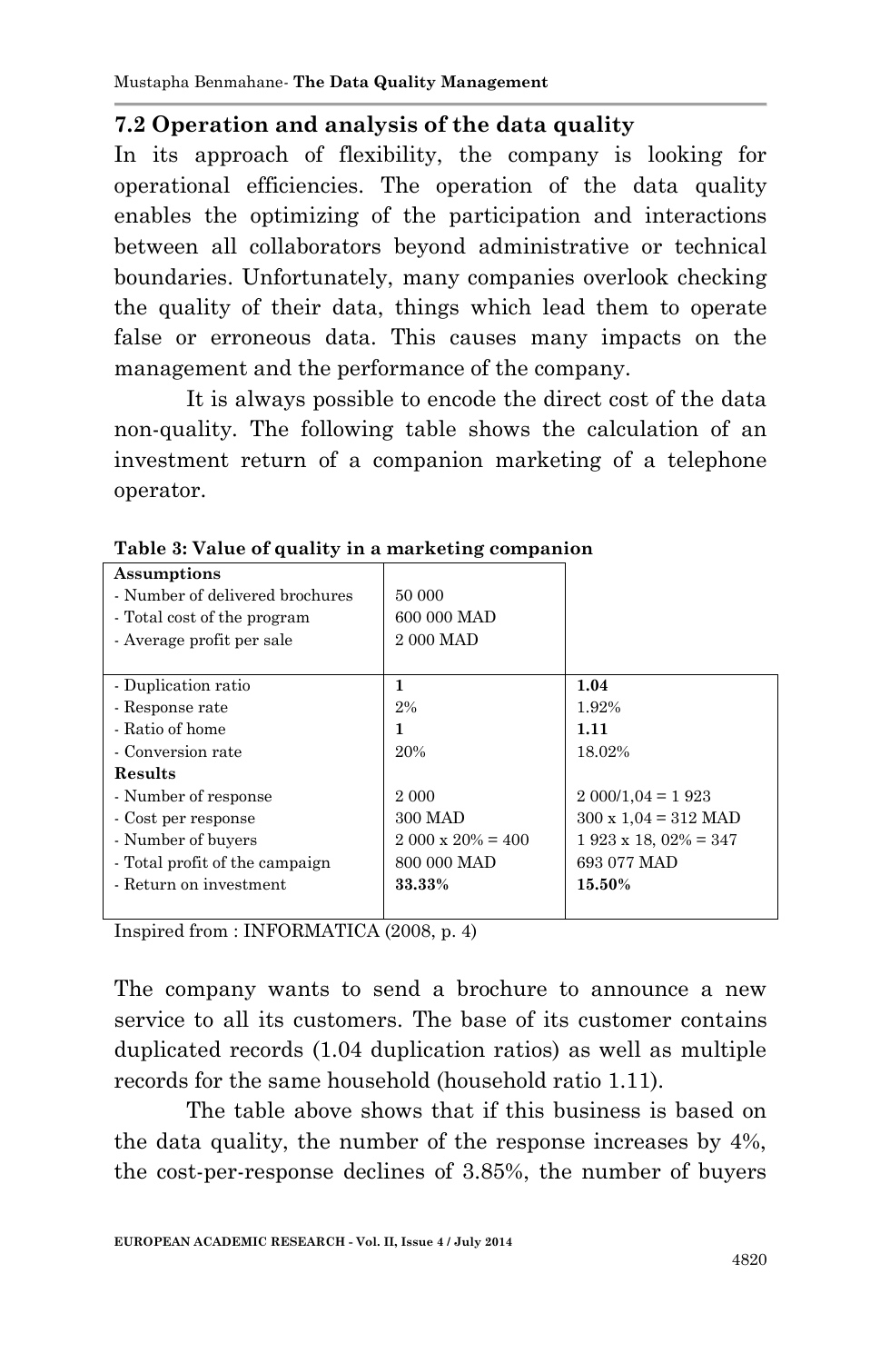## 7.2 Operation and analysis of the data quality

In its approach of flexibility, the company is looking for operational efficiencies. The operation of the data quality enables the optimizing of the participation and interactions between all collaborators beyond administrative or technical boundaries. Unfortunately, many companies overlook checking the quality of their data, things which lead them to operate false or erroneous data. This causes many impacts on the management and the performance of the company.

It is always possible to encode the direct cost of the data non-quality. The following table shows the calculation of an investment return of a companion marketing of a telephone operator.

**Table 3: Value of quality in a marketing companion**

| **Assumptions** | | |
|---|---|---|
| - Number of delivered brochures | 50 000 | |
| - Total cost of the program | 600 000 MAD | |
| - Average profit per sale | 2 000 MAD | |
| - Duplication ratio | **1** | **1.04** |
| - Response rate | 2% | 1.92% |
| - Ratio of home | **1** | **1.11** |
| - Conversion rate | 20% | 18.02% |
| **Results** | | |
| - Number of response | 2 000 | 2 000/1,04 = 1 923 |
| - Cost per response | 300 MAD | 300 x 1,04 = 312 MAD |
| - Number of buyers | 2 000 x 20% = 400 | 1 923 x 18, 02% = 347 |
| - Total profit of the campaign | 800 000 MAD | 693 077 MAD |
| - Return on investment | **33.33%** | **15.50%** |

Inspired from : INFORMATICA (2008, p. 4)

The company wants to send a brochure to announce a new service to all its customers. The base of its customer contains duplicated records (1.04 duplication ratios) as well as multiple records for the same household (household ratio 1.11).

The table above shows that if this business is based on the data quality, the number of the response increases by 4%, the cost-per-response declines of 3.85%, the number of buyers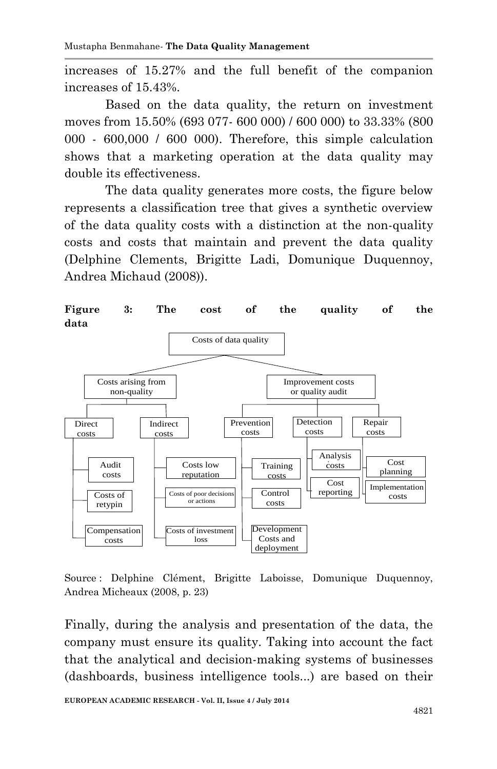increases of 15.27% and the full benefit of the companion increases of 15.43%.

Based on the data quality, the return on investment moves from 15.50% (693 077- 600 000) / 600 000) to 33.33% (800 000 - 600,000 / 600 000). Therefore, this simple calculation shows that a marketing operation at the data quality may double its effectiveness.

The data quality generates more costs, the figure below represents a classification tree that gives a synthetic overview of the data quality costs with a distinction at the non-quality costs and costs that maintain and prevent the data quality (Delphine Clements, Brigitte Ladi, Domunique Duquennoy, Andrea Michaud (2008)).

**Figure 3: The cost of the quality of the data**

- Costs of data quality
  - Costs arising from non-quality
    - Direct costs
      - Audit costs
      - Costs of retypin
      - Compensation costs
    - Indirect costs
      - Costs low reputation
      - Costs of poor decisions or actions
      - Costs of investment loss
  - Improvement costs or quality audit
    - Prevention costs
      - Training costs
      - Control costs
      - Development Costs and deployment
    - Detection costs
      - Analysis costs
      - Cost reporting
    - Repair costs
      - Cost planning
      - Implementation costs

Source : Delphine Clément, Brigitte Laboisse, Domunique Duquennoy, Andrea Micheaux (2008, p. 23)

Finally, during the analysis and presentation of the data, the company must ensure its quality. Taking into account the fact that the analytical and decision-making systems of businesses (dashboards, business intelligence tools...) are based on their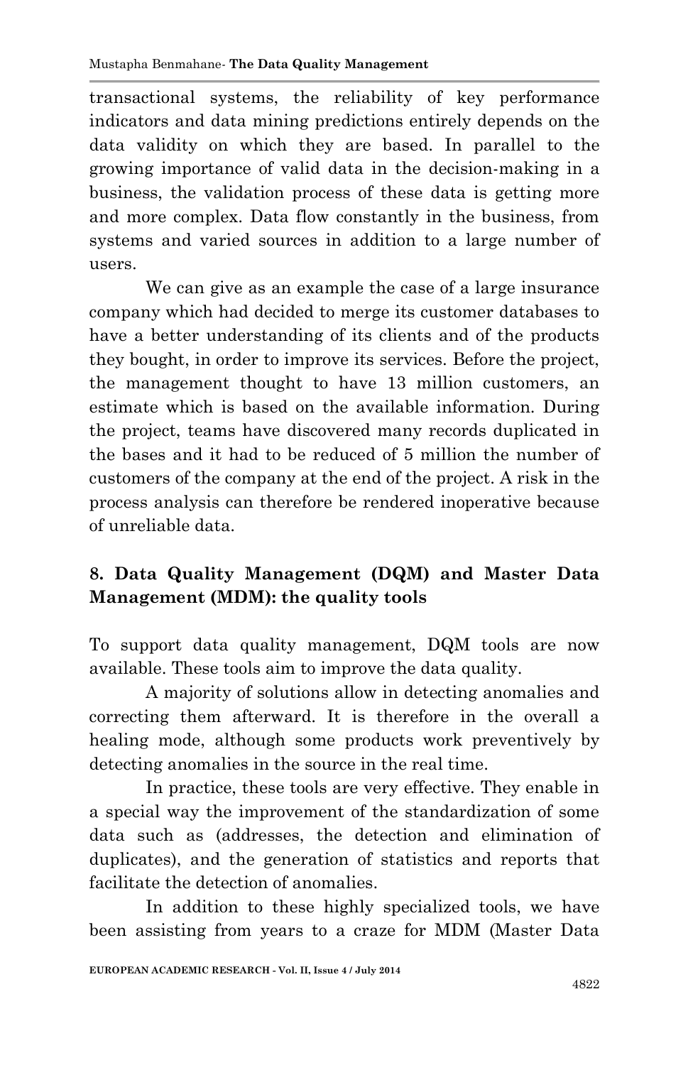transactional systems, the reliability of key performance indicators and data mining predictions entirely depends on the data validity on which they are based. In parallel to the growing importance of valid data in the decision-making in a business, the validation process of these data is getting more and more complex. Data flow constantly in the business, from systems and varied sources in addition to a large number of users.

We can give as an example the case of a large insurance company which had decided to merge its customer databases to have a better understanding of its clients and of the products they bought, in order to improve its services. Before the project, the management thought to have 13 million customers, an estimate which is based on the available information. During the project, teams have discovered many records duplicated in the bases and it had to be reduced of 5 million the number of customers of the company at the end of the project. A risk in the process analysis can therefore be rendered inoperative because of unreliable data.

## 8. Data Quality Management (DQM) and Master Data Management (MDM): the quality tools

To support data quality management, DQM tools are now available. These tools aim to improve the data quality.

A majority of solutions allow in detecting anomalies and correcting them afterward. It is therefore in the overall a healing mode, although some products work preventively by detecting anomalies in the source in the real time.

In practice, these tools are very effective. They enable in a special way the improvement of the standardization of some data such as (addresses, the detection and elimination of duplicates), and the generation of statistics and reports that facilitate the detection of anomalies.

In addition to these highly specialized tools, we have been assisting from years to a craze for MDM (Master Data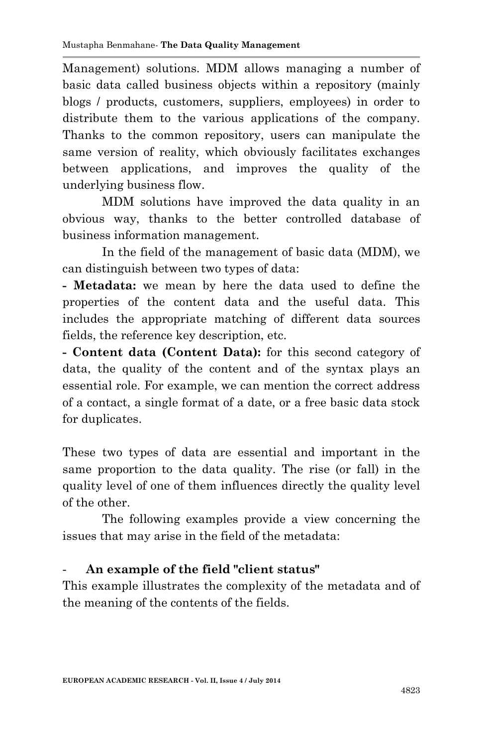Management) solutions. MDM allows managing a number of basic data called business objects within a repository (mainly blogs / products, customers, suppliers, employees) in order to distribute them to the various applications of the company. Thanks to the common repository, users can manipulate the same version of reality, which obviously facilitates exchanges between applications, and improves the quality of the underlying business flow.

MDM solutions have improved the data quality in an obvious way, thanks to the better controlled database of business information management.

In the field of the management of basic data (MDM), we can distinguish between two types of data:

**- Metadata:** we mean by here the data used to define the properties of the content data and the useful data. This includes the appropriate matching of different data sources fields, the reference key description, etc.

**- Content data (Content Data):** for this second category of data, the quality of the content and of the syntax plays an essential role. For example, we can mention the correct address of a contact, a single format of a date, or a free basic data stock for duplicates.

These two types of data are essential and important in the same proportion to the data quality. The rise (or fall) in the quality level of one of them influences directly the quality level of the other.

The following examples provide a view concerning the issues that may arise in the field of the metadata:

- **An example of the field "client status"**

This example illustrates the complexity of the metadata and of the meaning of the contents of the fields.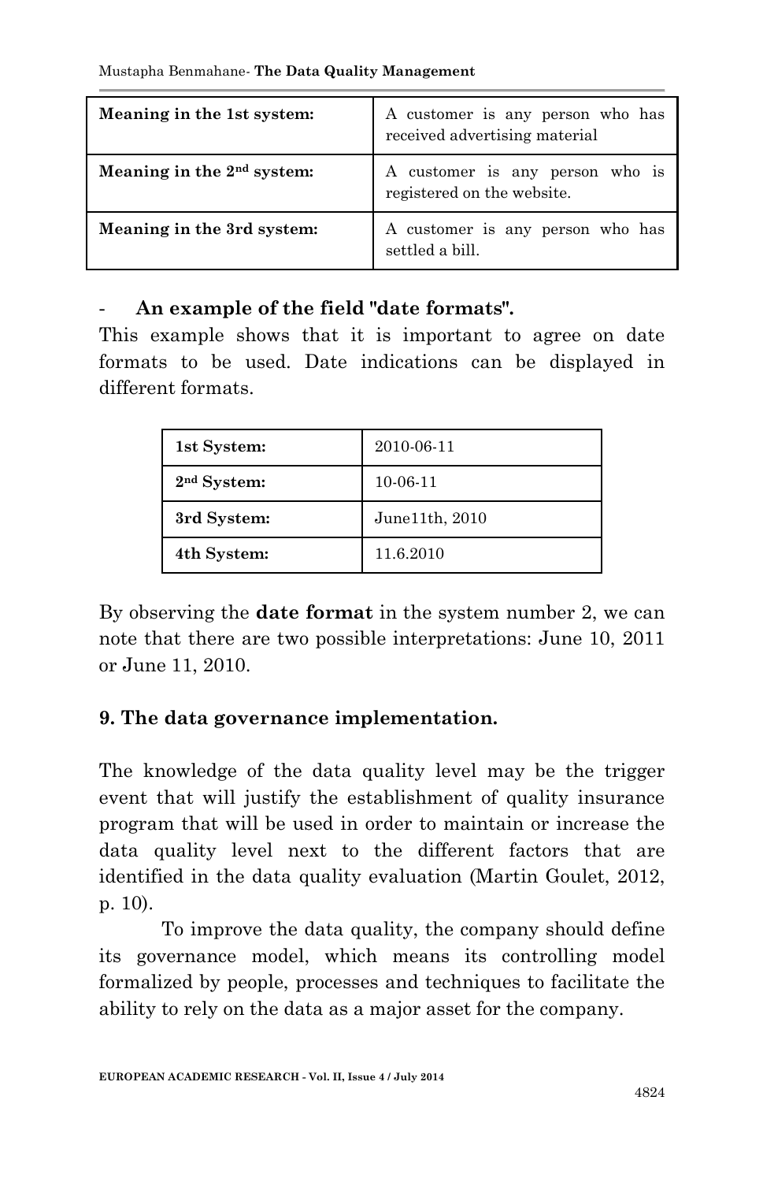| Meaning in the 1st system: | A customer is any person who has received advertising material |
|---|---|
| Meaning in the 2nd system: | A customer is any person who is registered on the website. |
| Meaning in the 3rd system: | A customer is any person who has settled a bill. |

- **An example of the field "date formats".**

This example shows that it is important to agree on date formats to be used. Date indications can be displayed in different formats.

| 1st System: | 2010-06-11 |
|---|---|
| 2nd System: | 10-06-11 |
| 3rd System: | June11th, 2010 |
| 4th System: | 11.6.2010 |

By observing the **date format** in the system number 2, we can note that there are two possible interpretations: June 10, 2011 or June 11, 2010.

## 9. The data governance implementation.

The knowledge of the data quality level may be the trigger event that will justify the establishment of quality insurance program that will be used in order to maintain or increase the data quality level next to the different factors that are identified in the data quality evaluation (Martin Goulet, 2012, p. 10).

To improve the data quality, the company should define its governance model, which means its controlling model formalized by people, processes and techniques to facilitate the ability to rely on the data as a major asset for the company.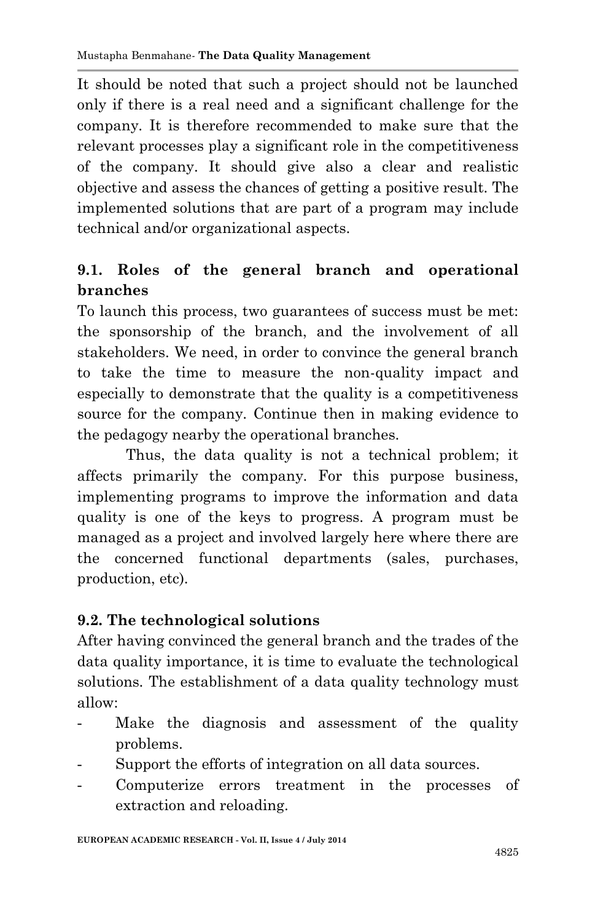It should be noted that such a project should not be launched only if there is a real need and a significant challenge for the company. It is therefore recommended to make sure that the relevant processes play a significant role in the competitiveness of the company. It should give also a clear and realistic objective and assess the chances of getting a positive result. The implemented solutions that are part of a program may include technical and/or organizational aspects.

### 9.1. Roles of the general branch and operational branches

To launch this process, two guarantees of success must be met: the sponsorship of the branch, and the involvement of all stakeholders. We need, in order to convince the general branch to take the time to measure the non-quality impact and especially to demonstrate that the quality is a competitiveness source for the company. Continue then in making evidence to the pedagogy nearby the operational branches.

Thus, the data quality is not a technical problem; it affects primarily the company. For this purpose business, implementing programs to improve the information and data quality is one of the keys to progress. A program must be managed as a project and involved largely here where there are the concerned functional departments (sales, purchases, production, etc).

### 9.2. The technological solutions

After having convinced the general branch and the trades of the data quality importance, it is time to evaluate the technological solutions. The establishment of a data quality technology must allow:

- Make the diagnosis and assessment of the quality problems.
- Support the efforts of integration on all data sources.
- Computerize errors treatment in the processes of extraction and reloading.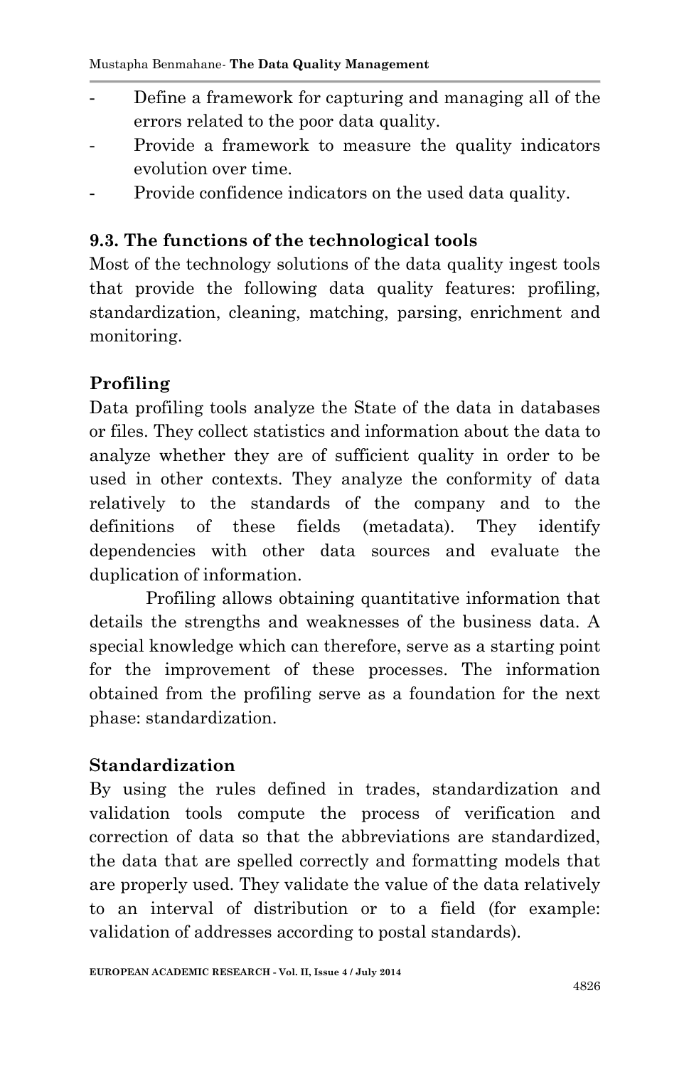- Define a framework for capturing and managing all of the errors related to the poor data quality.
- Provide a framework to measure the quality indicators evolution over time.
- Provide confidence indicators on the used data quality.

### 9.3. The functions of the technological tools

Most of the technology solutions of the data quality ingest tools that provide the following data quality features: profiling, standardization, cleaning, matching, parsing, enrichment and monitoring.

**Profiling**

Data profiling tools analyze the State of the data in databases or files. They collect statistics and information about the data to analyze whether they are of sufficient quality in order to be used in other contexts. They analyze the conformity of data relatively to the standards of the company and to the definitions of these fields (metadata). They identify dependencies with other data sources and evaluate the duplication of information.

Profiling allows obtaining quantitative information that details the strengths and weaknesses of the business data. A special knowledge which can therefore, serve as a starting point for the improvement of these processes. The information obtained from the profiling serve as a foundation for the next phase: standardization.

**Standardization**

By using the rules defined in trades, standardization and validation tools compute the process of verification and correction of data so that the abbreviations are standardized, the data that are spelled correctly and formatting models that are properly used. They validate the value of the data relatively to an interval of distribution or to a field (for example: validation of addresses according to postal standards).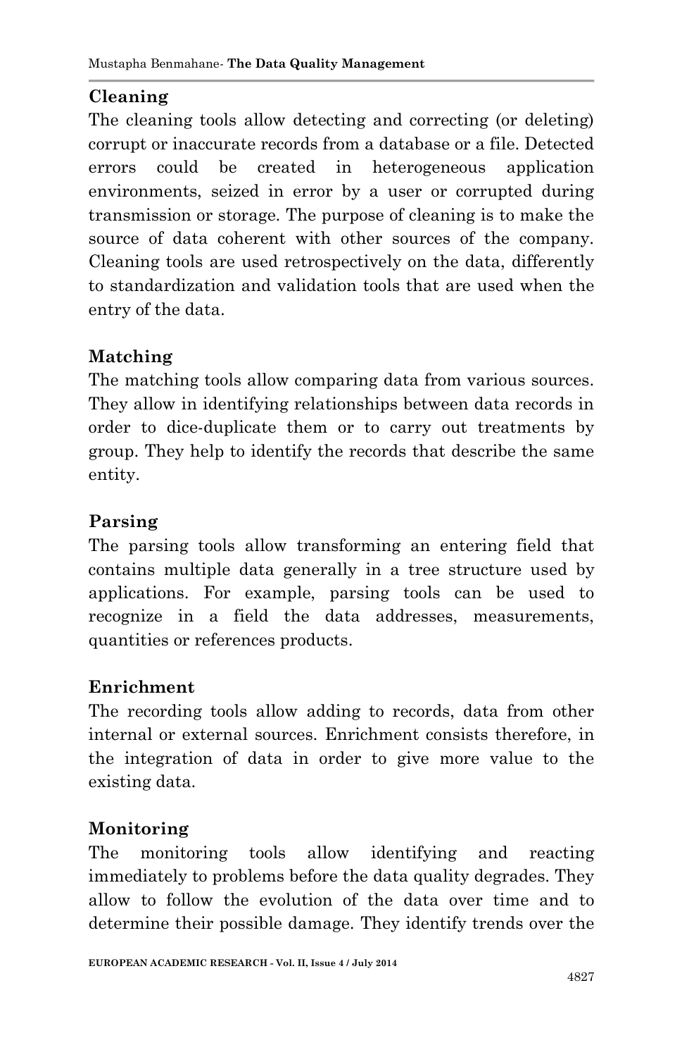## Cleaning

The cleaning tools allow detecting and correcting (or deleting) corrupt or inaccurate records from a database or a file. Detected errors could be created in heterogeneous application environments, seized in error by a user or corrupted during transmission or storage. The purpose of cleaning is to make the source of data coherent with other sources of the company. Cleaning tools are used retrospectively on the data, differently to standardization and validation tools that are used when the entry of the data.

## Matching

The matching tools allow comparing data from various sources. They allow in identifying relationships between data records in order to dice-duplicate them or to carry out treatments by group. They help to identify the records that describe the same entity.

## Parsing

The parsing tools allow transforming an entering field that contains multiple data generally in a tree structure used by applications. For example, parsing tools can be used to recognize in a field the data addresses, measurements, quantities or references products.

## Enrichment

The recording tools allow adding to records, data from other internal or external sources. Enrichment consists therefore, in the integration of data in order to give more value to the existing data.

## Monitoring

The monitoring tools allow identifying and reacting immediately to problems before the data quality degrades. They allow to follow the evolution of the data over time and to determine their possible damage. They identify trends over the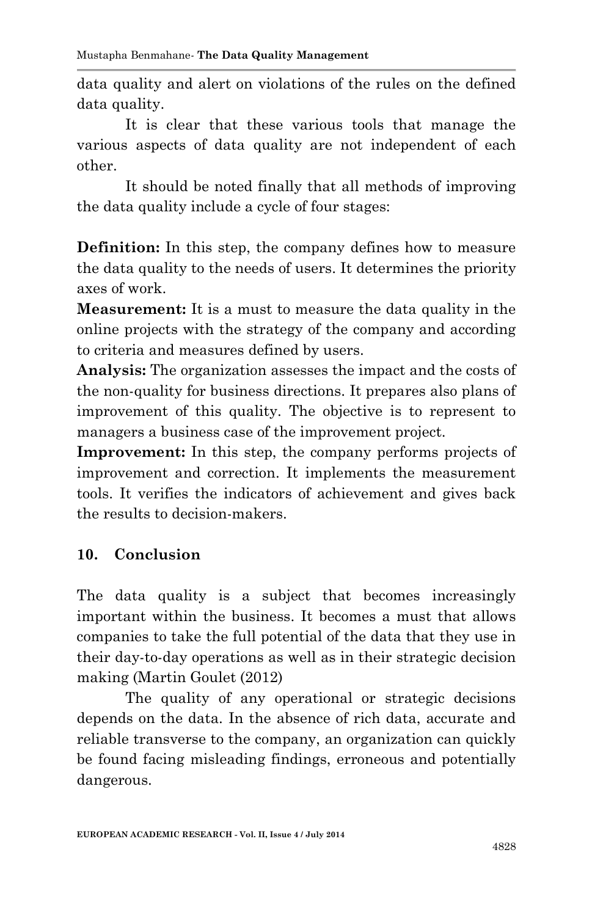data quality and alert on violations of the rules on the defined data quality.

It is clear that these various tools that manage the various aspects of data quality are not independent of each other.

It should be noted finally that all methods of improving the data quality include a cycle of four stages:

**Definition:** In this step, the company defines how to measure the data quality to the needs of users. It determines the priority axes of work.
**Measurement:** It is a must to measure the data quality in the online projects with the strategy of the company and according to criteria and measures defined by users.
**Analysis:** The organization assesses the impact and the costs of the non-quality for business directions. It prepares also plans of improvement of this quality. The objective is to represent to managers a business case of the improvement project.
**Improvement:** In this step, the company performs projects of improvement and correction. It implements the measurement tools. It verifies the indicators of achievement and gives back the results to decision-makers.

## 10. Conclusion

The data quality is a subject that becomes increasingly important within the business. It becomes a must that allows companies to take the full potential of the data that they use in their day-to-day operations as well as in their strategic decision making (Martin Goulet (2012)

The quality of any operational or strategic decisions depends on the data. In the absence of rich data, accurate and reliable transverse to the company, an organization can quickly be found facing misleading findings, erroneous and potentially dangerous.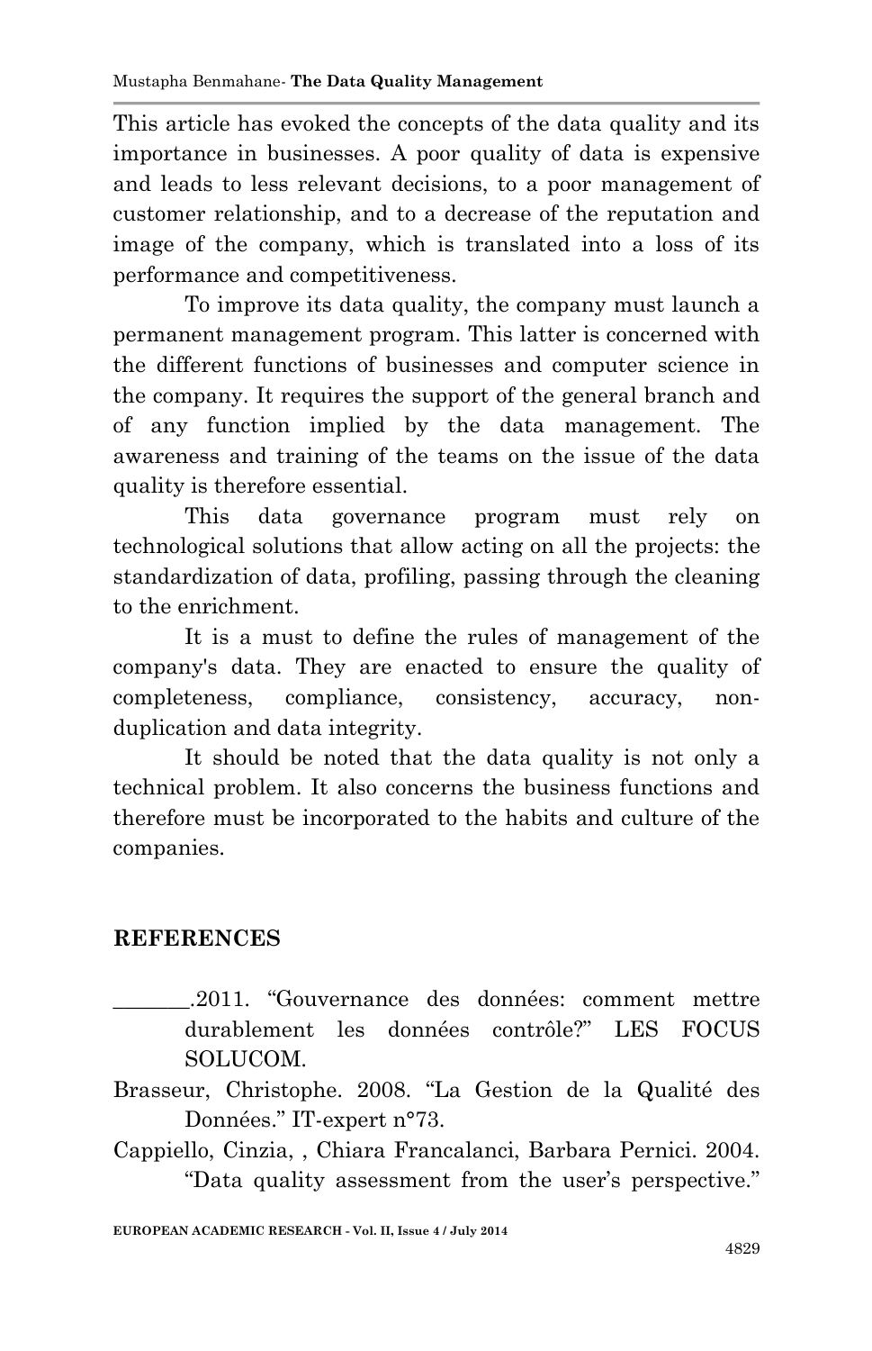This article has evoked the concepts of the data quality and its importance in businesses. A poor quality of data is expensive and leads to less relevant decisions, to a poor management of customer relationship, and to a decrease of the reputation and image of the company, which is translated into a loss of its performance and competitiveness.

To improve its data quality, the company must launch a permanent management program. This latter is concerned with the different functions of businesses and computer science in the company. It requires the support of the general branch and of any function implied by the data management. The awareness and training of the teams on the issue of the data quality is therefore essential.

This data governance program must rely on technological solutions that allow acting on all the projects: the standardization of data, profiling, passing through the cleaning to the enrichment.

It is a must to define the rules of management of the company's data. They are enacted to ensure the quality of completeness, compliance, consistency, accuracy, non-duplication and data integrity.

It should be noted that the data quality is not only a technical problem. It also concerns the business functions and therefore must be incorporated to the habits and culture of the companies.

## REFERENCES

_______.2011. "Gouvernance des données: comment mettre durablement les données contrôle?" LES FOCUS SOLUCOM.

Brasseur, Christophe. 2008. "La Gestion de la Qualité des Données." IT-expert n°73.

Cappiello, Cinzia, , Chiara Francalanci, Barbara Pernici. 2004. "Data quality assessment from the user's perspective."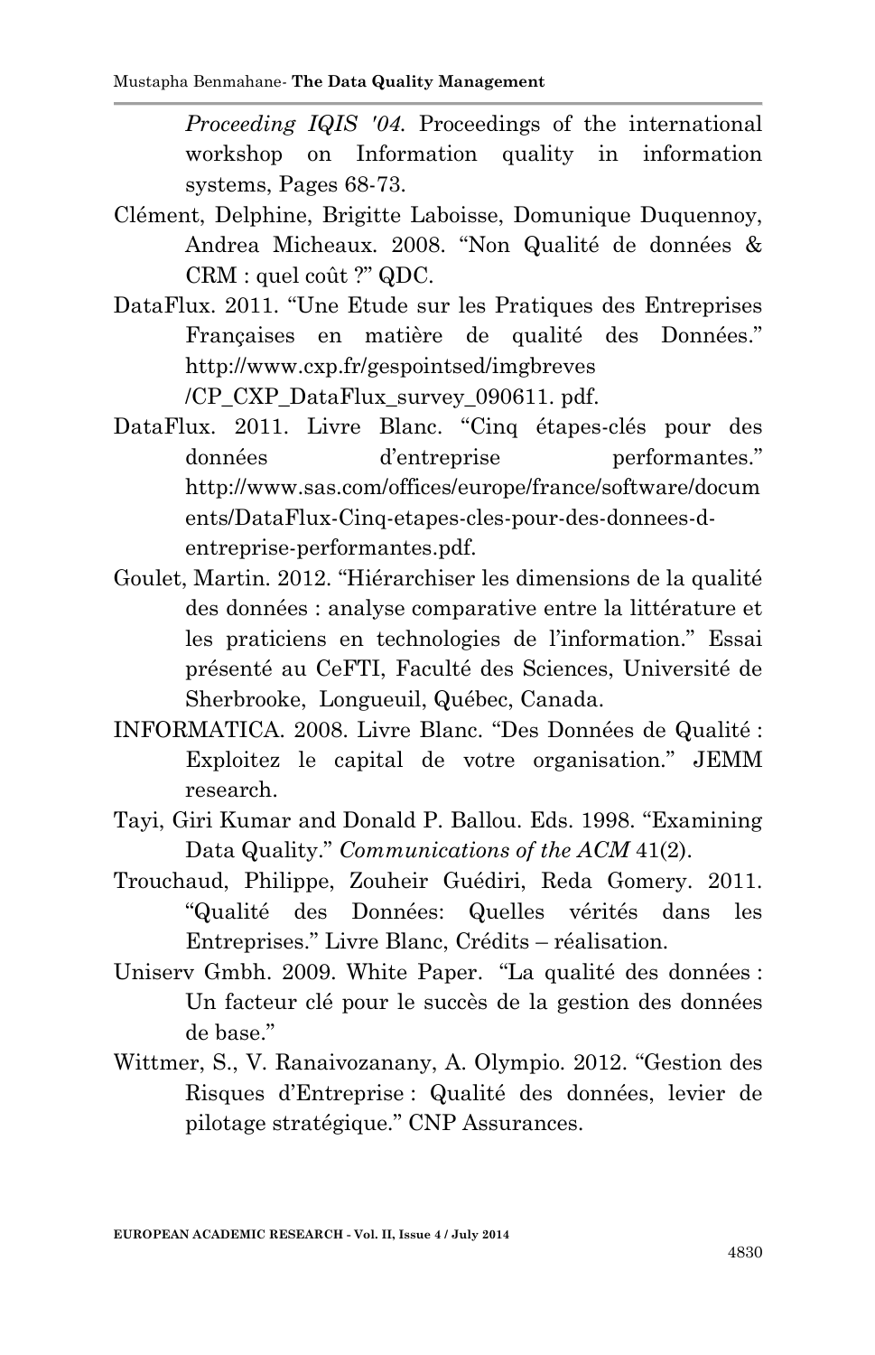*Proceeding IQIS '04.* Proceedings of the international workshop on Information quality in information systems, Pages 68-73.

Clément, Delphine, Brigitte Laboisse, Domunique Duquennoy, Andrea Micheaux. 2008. "Non Qualité de données & CRM : quel coût ?" QDC.

DataFlux. 2011. "Une Etude sur les Pratiques des Entreprises Françaises en matière de qualité des Données." http://www.cxp.fr/gespointsed/imgbreves /CP_CXP_DataFlux_survey_090611. pdf.

DataFlux. 2011. Livre Blanc. "Cinq étapes-clés pour des données d'entreprise performantes." http://www.sas.com/offices/europe/france/software/documents/DataFlux-Cinq-etapes-cles-pour-des-donnees-d-entreprise-performantes.pdf.

Goulet, Martin. 2012. "Hiérarchiser les dimensions de la qualité des données : analyse comparative entre la littérature et les praticiens en technologies de l'information." Essai présenté au CeFTI, Faculté des Sciences, Université de Sherbrooke, Longueuil, Québec, Canada.

INFORMATICA. 2008. Livre Blanc. "Des Données de Qualité : Exploitez le capital de votre organisation." JEMM research.

Tayi, Giri Kumar and Donald P. Ballou. Eds. 1998. "Examining Data Quality." *Communications of the ACM* 41(2).

Trouchaud, Philippe, Zouheir Guédiri, Reda Gomery. 2011. "Qualité des Données: Quelles vérités dans les Entreprises." Livre Blanc, Crédits – réalisation.

Uniserv Gmbh. 2009. White Paper. "La qualité des données : Un facteur clé pour le succès de la gestion des données de base."

Wittmer, S., V. Ranaivozanany, A. Olympio. 2012. "Gestion des Risques d'Entreprise : Qualité des données, levier de pilotage stratégique." CNP Assurances.